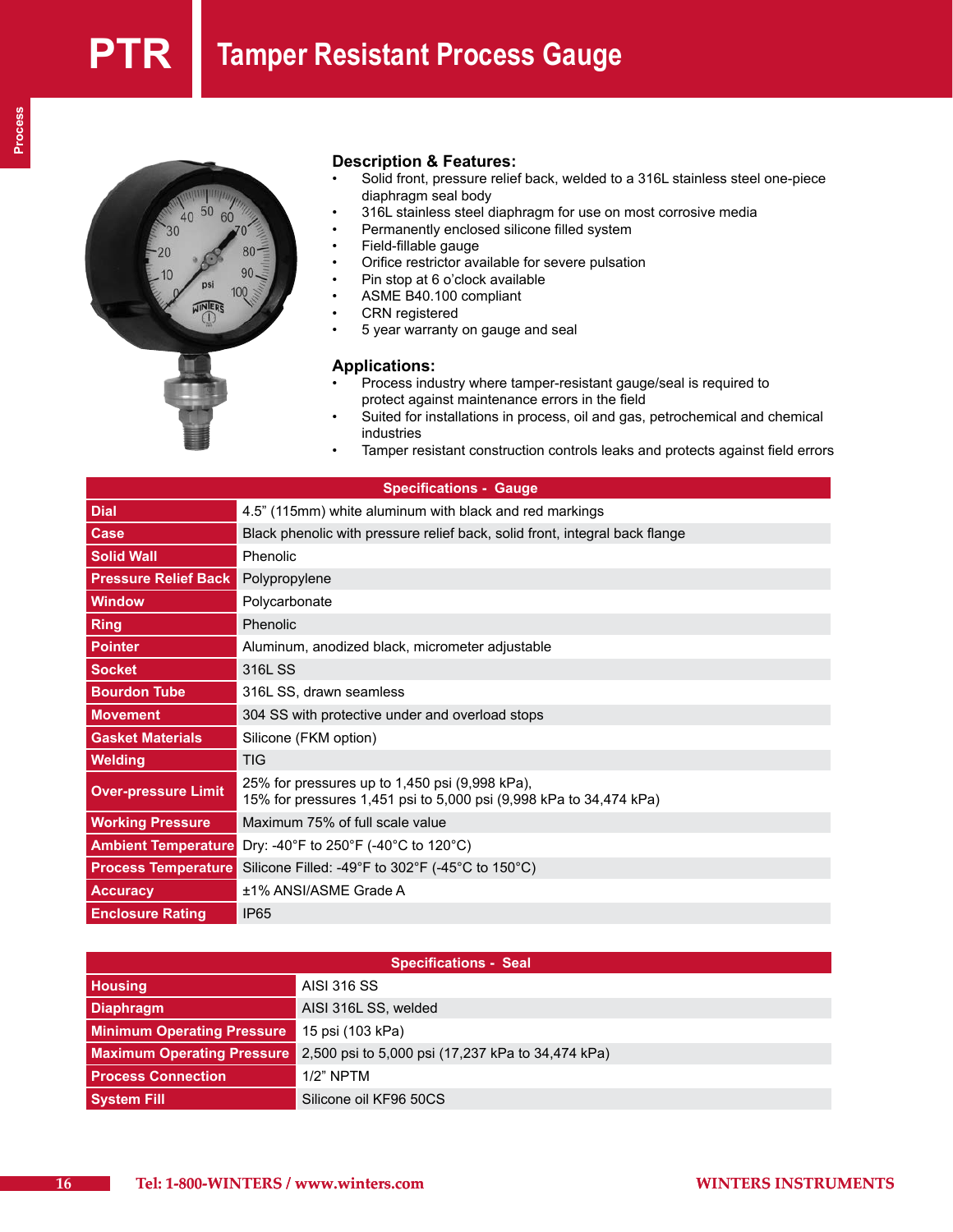# PTR Tamper Resistant Process Gauge

## Description & Features:

- Solid front, pressure relief back, welded to a 316L stainless steel one-piece diaphragm seal body
- 316L stainless steel diaphragm for use on most corrosive media
- Permanently enclosed silicone filled system
- Field-fillable gauge
- Orifice restrictor available for severe pulsation
- Pin stop at 6 o'clock available
- ASME B40.100 compliant
- CRN registered
- 5 year warranty on gauge and seal

## Applications:

- Process industry where tamper-resistant gauge/seal is required to protect against maintenance errors in the field
- Suited for installations in process, oil and gas, petrochemical and chemical industries
- Tamper resistant construction controls leaks and protects against field errors

| Specifications - Gauge | |
|---|---|
| **Dial** | 4.5" (115mm) white aluminum with black and red markings |
| **Case** | Black phenolic with pressure relief back, solid front, integral back flange |
| **Solid Wall** | Phenolic |
| **Pressure Relief Back** | Polypropylene |
| **Window** | Polycarbonate |
| **Ring** | Phenolic |
| **Pointer** | Aluminum, anodized black, micrometer adjustable |
| **Socket** | 316L SS |
| **Bourdon Tube** | 316L SS, drawn seamless |
| **Movement** | 304 SS with protective under and overload stops |
| **Gasket Materials** | Silicone (FKM option) |
| **Welding** | TIG |
| **Over-pressure Limit** | 25% for pressures up to 1,450 psi (9,998 kPa),<br>15% for pressures 1,451 psi to 5,000 psi (9,998 kPa to 34,474 kPa) |
| **Working Pressure** | Maximum 75% of full scale value |
| **Ambient Temperature** | Dry: -40°F to 250°F (-40°C to 120°C) |
| **Process Temperature** | Silicone Filled: -49°F to 302°F (-45°C to 150°C) |
| **Accuracy** | ±1% ANSI/ASME Grade A |
| **Enclosure Rating** | IP65 |

| Specifications - Seal | |
|---|---|
| **Housing** | AISI 316 SS |
| **Diaphragm** | AISI 316L SS, welded |
| **Minimum Operating Pressure** | 15 psi (103 kPa) |
| **Maximum Operating Pressure** | 2,500 psi to 5,000 psi (17,237 kPa to 34,474 kPa) |
| **Process Connection** | 1/2" NPTM |
| **System Fill** | Silicone oil KF96 50CS |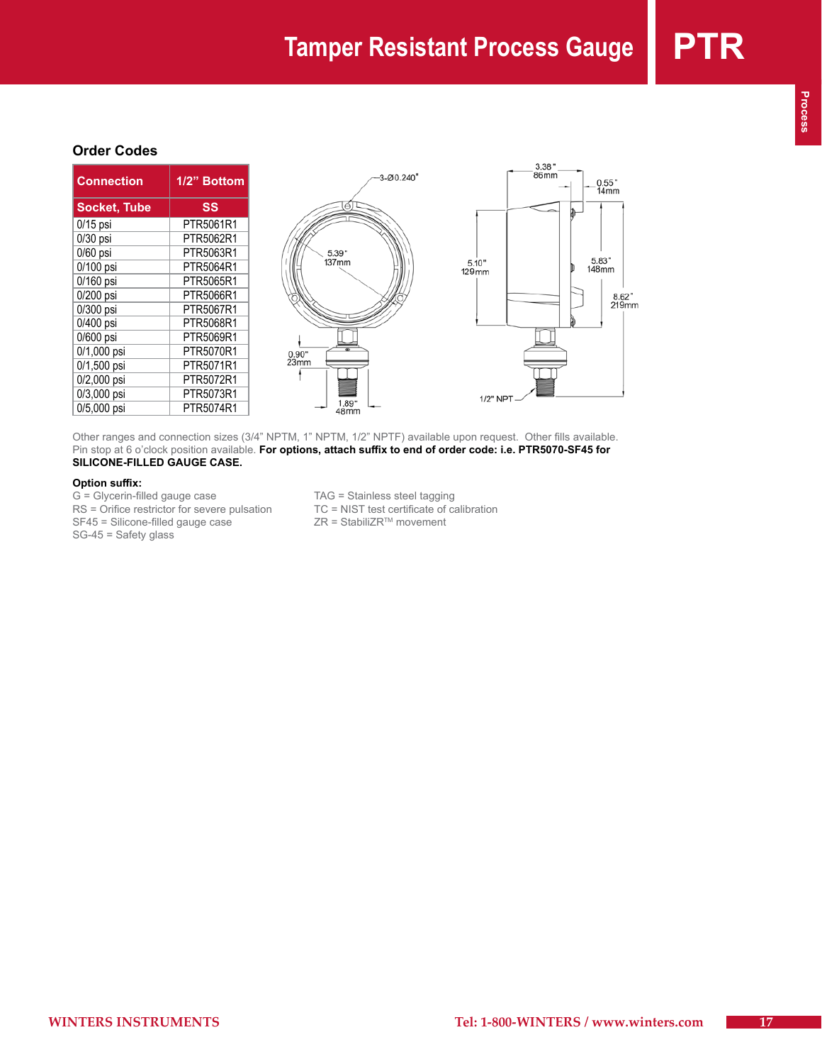# Tamper Resistant Process Gauge

## PTR

### Order Codes

| Connection | 1/2" Bottom |
|---|---|
| **Socket, Tube** | **SS** |
| 0/15 psi | PTR5061R1 |
| 0/30 psi | PTR5062R1 |
| 0/60 psi | PTR5063R1 |
| 0/100 psi | PTR5064R1 |
| 0/160 psi | PTR5065R1 |
| 0/200 psi | PTR5066R1 |
| 0/300 psi | PTR5067R1 |
| 0/400 psi | PTR5068R1 |
| 0/600 psi | PTR5069R1 |
| 0/1,000 psi | PTR5070R1 |
| 0/1,500 psi | PTR5071R1 |
| 0/2,000 psi | PTR5072R1 |
| 0/3,000 psi | PTR5073R1 |
| 0/5,000 psi | PTR5074R1 |

3-Ø0.240"
5.39" 137mm
0.90" 23mm
1.89" 48mm
3.38" 86mm
0.55" 14mm
5.10" 129mm
5.83" 148mm
8.62" 219mm
1/2" NPT

Other ranges and connection sizes (3/4" NPTM, 1" NPTM, 1/2" NPTF) available upon request. Other fills available. Pin stop at 6 o'clock position available. **For options, attach suffix to end of order code: i.e. PTR5070-SF45 for SILICONE-FILLED GAUGE CASE.**

**Option suffix:**

G = Glycerin-filled gauge case
RS = Orifice restrictor for severe pulsation
SF45 = Silicone-filled gauge case
SG-45 = Safety glass
TAG = Stainless steel tagging
TC = NIST test certificate of calibration
ZR = StabiliZR™ movement